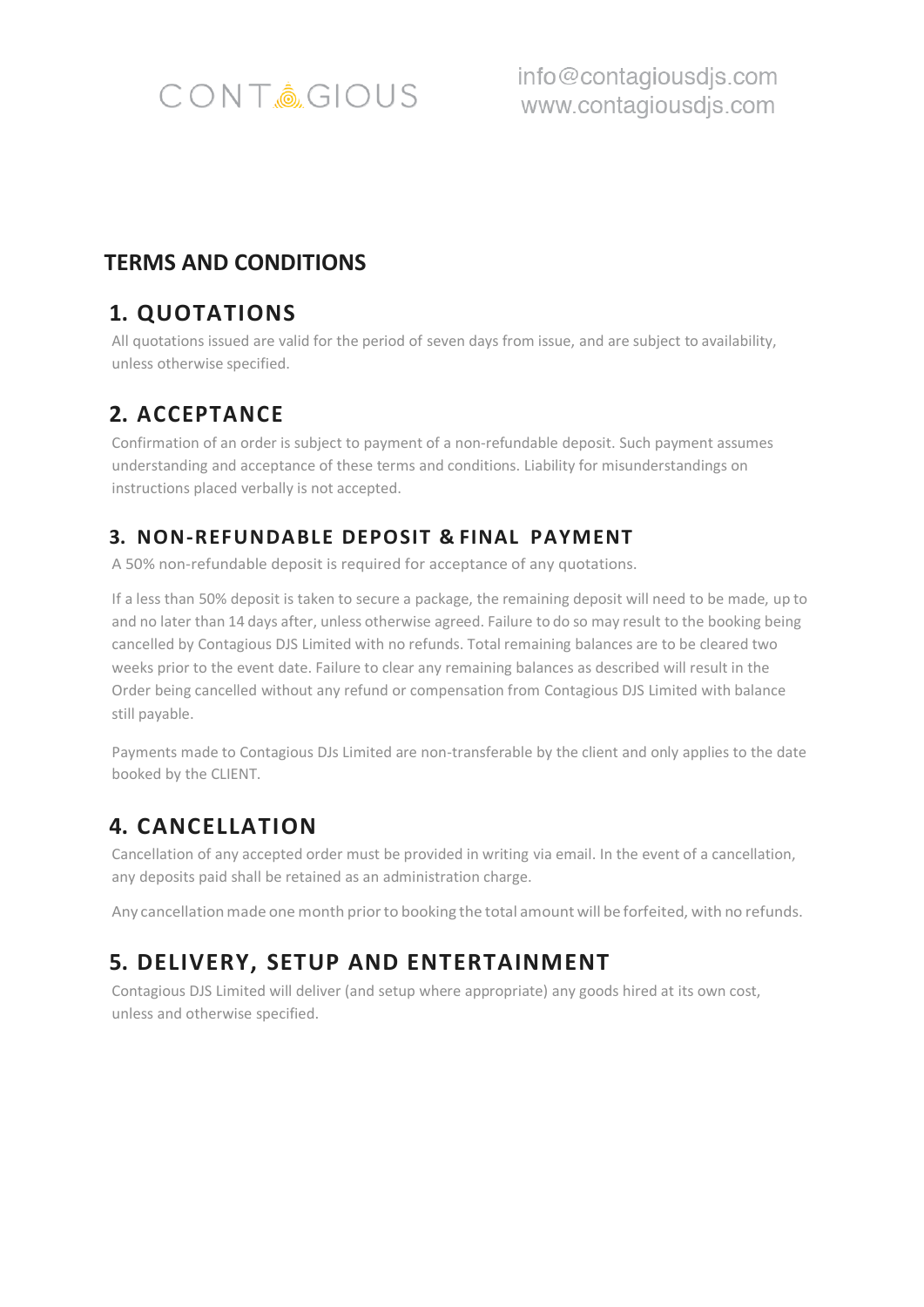CONTAGIOUS

info@contagiousdjs.com
www.contagiousdjs.com

# TERMS AND CONDITIONS

## 1. QUOTATIONS

All quotations issued are valid for the period of seven days from issue, and are subject to availability, unless otherwise specified.

## 2. ACCEPTANCE

Confirmation of an order is subject to payment of a non-refundable deposit. Such payment assumes understanding and acceptance of these terms and conditions. Liability for misunderstandings on instructions placed verbally is not accepted.

## 3. NON-REFUNDABLE DEPOSIT & FINAL PAYMENT

A 50% non-refundable deposit is required for acceptance of any quotations.

If a less than 50% deposit is taken to secure a package, the remaining deposit will need to be made, up to and no later than 14 days after, unless otherwise agreed. Failure to do so may result to the booking being cancelled by Contagious DJS Limited with no refunds. Total remaining balances are to be cleared two weeks prior to the event date. Failure to clear any remaining balances as described will result in the Order being cancelled without any refund or compensation from Contagious DJS Limited with balance still payable.

Payments made to Contagious DJs Limited are non-transferable by the client and only applies to the date booked by the CLIENT.

## 4. CANCELLATION

Cancellation of any accepted order must be provided in writing via email. In the event of a cancellation, any deposits paid shall be retained as an administration charge.

Any cancellation made one month prior to booking the total amount will be forfeited, with no refunds.

## 5. DELIVERY, SETUP AND ENTERTAINMENT

Contagious DJS Limited will deliver (and setup where appropriate) any goods hired at its own cost, unless and otherwise specified.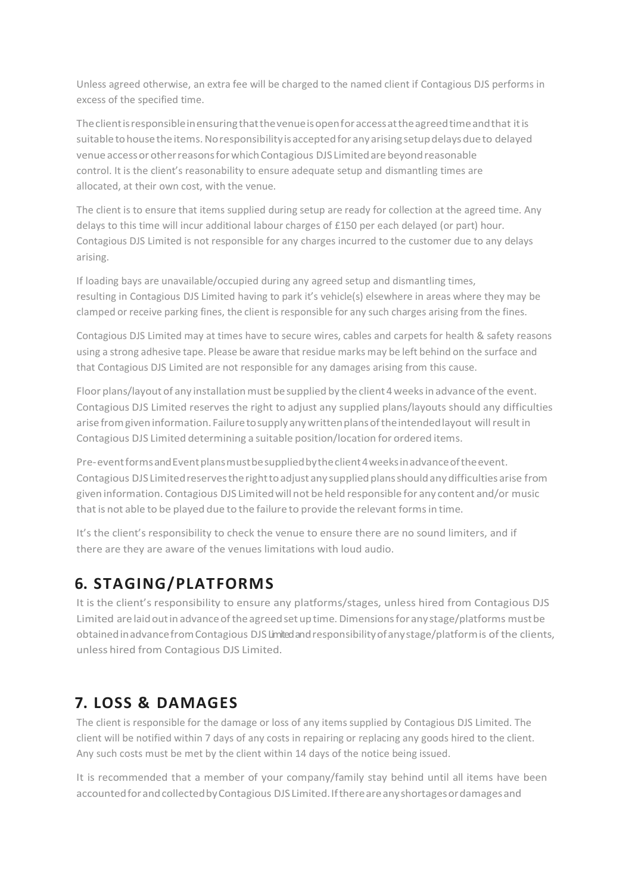Unless agreed otherwise, an extra fee will be charged to the named client if Contagious DJS performs in excess of the specified time.

The client is responsible in ensuring that the venue is open for access at the agreed time and that it is suitable to house the items. No responsibility is accepted for any arising setup delays due to delayed venue access or other reasons for which Contagious DJS Limited are beyond reasonable control. It is the client's reasonability to ensure adequate setup and dismantling times are allocated, at their own cost, with the venue.

The client is to ensure that items supplied during setup are ready for collection at the agreed time. Any delays to this time will incur additional labour charges of £150 per each delayed (or part) hour. Contagious DJS Limited is not responsible for any charges incurred to the customer due to any delays arising.

If loading bays are unavailable/occupied during any agreed setup and dismantling times, resulting in Contagious DJS Limited having to park it's vehicle(s) elsewhere in areas where they may be clamped or receive parking fines, the client is responsible for any such charges arising from the fines.

Contagious DJS Limited may at times have to secure wires, cables and carpets for health & safety reasons using a strong adhesive tape. Please be aware that residue marks may be left behind on the surface and that Contagious DJS Limited are not responsible for any damages arising from this cause.

Floor plans/layout of any installation must be supplied by the client 4 weeks in advance of the event. Contagious DJS Limited reserves the right to adjust any supplied plans/layouts should any difficulties arise from given information. Failure to supply any written plans of the intended layout will result in Contagious DJS Limited determining a suitable position/location for ordered items.

Pre-event forms and Event plans must be supplied by the client 4 weeks in advance of the event. Contagious DJS Limited reserves the right to adjust any supplied plans should any difficulties arise from given information. Contagious DJS Limited will not be held responsible for any content and/or music that is not able to be played due to the failure to provide the relevant forms in time.

It's the client's responsibility to check the venue to ensure there are no sound limiters, and if there are they are aware of the venues limitations with loud audio.

## 6. STAGING/PLATFORMS

It is the client's responsibility to ensure any platforms/stages, unless hired from Contagious DJS Limited are laid out in advance of the agreed set up time. Dimensions for any stage/platforms must be obtained in advance from Contagious DJS Limited and responsibility of any stage/platform is of the clients, unless hired from Contagious DJS Limited.

## 7. LOSS & DAMAGES

The client is responsible for the damage or loss of any items supplied by Contagious DJS Limited. The client will be notified within 7 days of any costs in repairing or replacing any goods hired to the client. Any such costs must be met by the client within 14 days of the notice being issued.

It is recommended that a member of your company/family stay behind until all items have been accounted for and collected by Contagious DJS Limited. If there are any shortages or damages and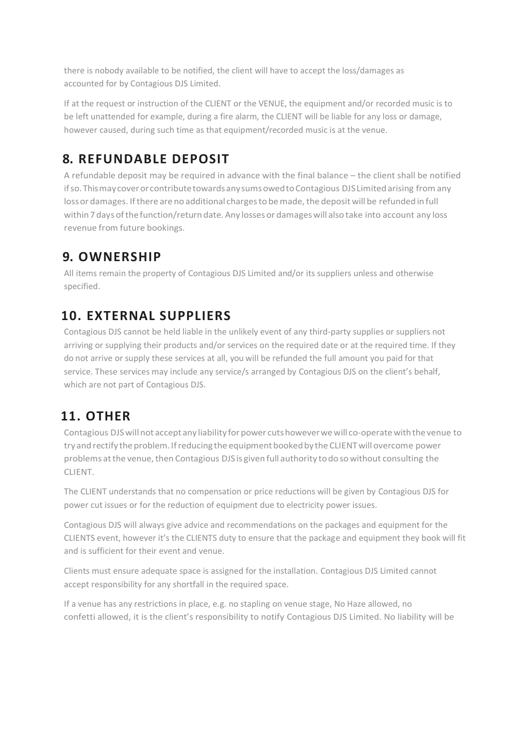there is nobody available to be notified, the client will have to accept the loss/damages as accounted for by Contagious DJS Limited.

If at the request or instruction of the CLIENT or the VENUE, the equipment and/or recorded music is to be left unattended for example, during a fire alarm, the CLIENT will be liable for any loss or damage, however caused, during such time as that equipment/recorded music is at the venue.

## 8. REFUNDABLE DEPOSIT

A refundable deposit may be required in advance with the final balance – the client shall be notified if so. This may cover or contribute towards any sums owed to Contagious DJS Limited arising from any loss or damages. If there are no additional charges to be made, the deposit will be refunded in full within 7 days of the function/return date. Any losses or damages will also take into account any loss revenue from future bookings.

## 9. OWNERSHIP

All items remain the property of Contagious DJS Limited and/or its suppliers unless and otherwise specified.

## 10. EXTERNAL SUPPLIERS

Contagious DJS cannot be held liable in the unlikely event of any third-party supplies or suppliers not arriving or supplying their products and/or services on the required date or at the required time. If they do not arrive or supply these services at all, you will be refunded the full amount you paid for that service. These services may include any service/s arranged by Contagious DJS on the client's behalf, which are not part of Contagious DJS.

## 11. OTHER

Contagious DJS will not accept any liability for power cuts however we will co-operate with the venue to try and rectify the problem. If reducing the equipment booked by the CLIENT will overcome power problems at the venue, then Contagious DJS is given full authority to do so without consulting the CLIENT.

The CLIENT understands that no compensation or price reductions will be given by Contagious DJS for power cut issues or for the reduction of equipment due to electricity power issues.

Contagious DJS will always give advice and recommendations on the packages and equipment for the CLIENTS event, however it's the CLIENTS duty to ensure that the package and equipment they book will fit and is sufficient for their event and venue.

Clients must ensure adequate space is assigned for the installation. Contagious DJS Limited cannot accept responsibility for any shortfall in the required space.

If a venue has any restrictions in place, e.g. no stapling on venue stage, No Haze allowed, no confetti allowed, it is the client's responsibility to notify Contagious DJS Limited. No liability will be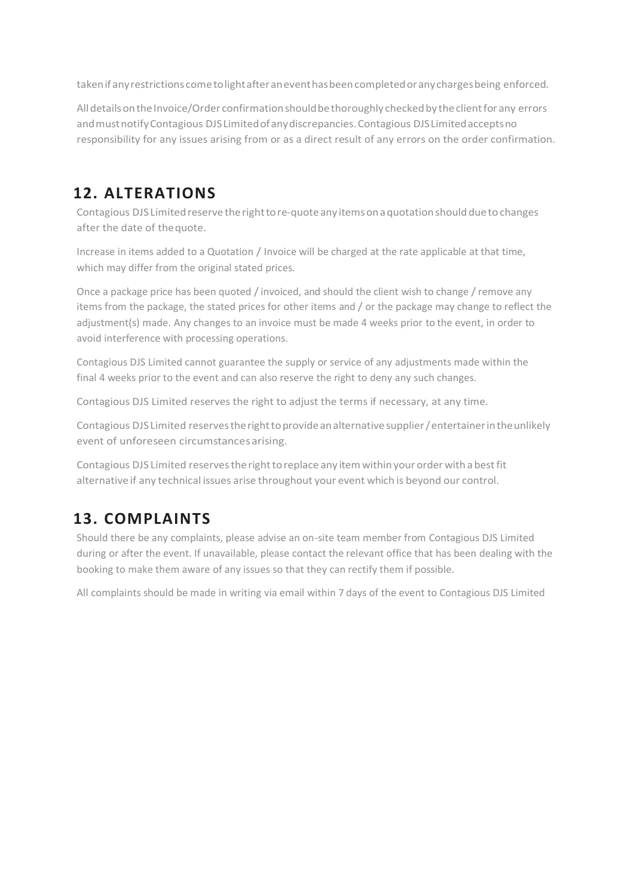taken if any restrictions come to light after an event has been completed or any charges being enforced.

All details on the Invoice/Order confirmation should be thoroughly checked by the client for any errors and must notify Contagious DJS Limited of any discrepancies. Contagious DJS Limited accepts no responsibility for any issues arising from or as a direct result of any errors on the order confirmation.

## 12. ALTERATIONS

Contagious DJS Limited reserve the right to re-quote any items on a quotation should due to changes after the date of the quote.

Increase in items added to a Quotation / Invoice will be charged at the rate applicable at that time, which may differ from the original stated prices.

Once a package price has been quoted / invoiced, and should the client wish to change / remove any items from the package, the stated prices for other items and / or the package may change to reflect the adjustment(s) made. Any changes to an invoice must be made 4 weeks prior to the event, in order to avoid interference with processing operations.

Contagious DJS Limited cannot guarantee the supply or service of any adjustments made within the final 4 weeks prior to the event and can also reserve the right to deny any such changes.

Contagious DJS Limited reserves the right to adjust the terms if necessary, at any time.

Contagious DJS Limited reserves the right to provide an alternative supplier / entertainer in the unlikely event of unforeseen circumstances arising.

Contagious DJS Limited reserves the right to replace any item within your order with a best fit alternative if any technical issues arise throughout your event which is beyond our control.

## 13. COMPLAINTS

Should there be any complaints, please advise an on-site team member from Contagious DJS Limited during or after the event. If unavailable, please contact the relevant office that has been dealing with the booking to make them aware of any issues so that they can rectify them if possible.

All complaints should be made in writing via email within 7 days of the event to Contagious DJS Limited